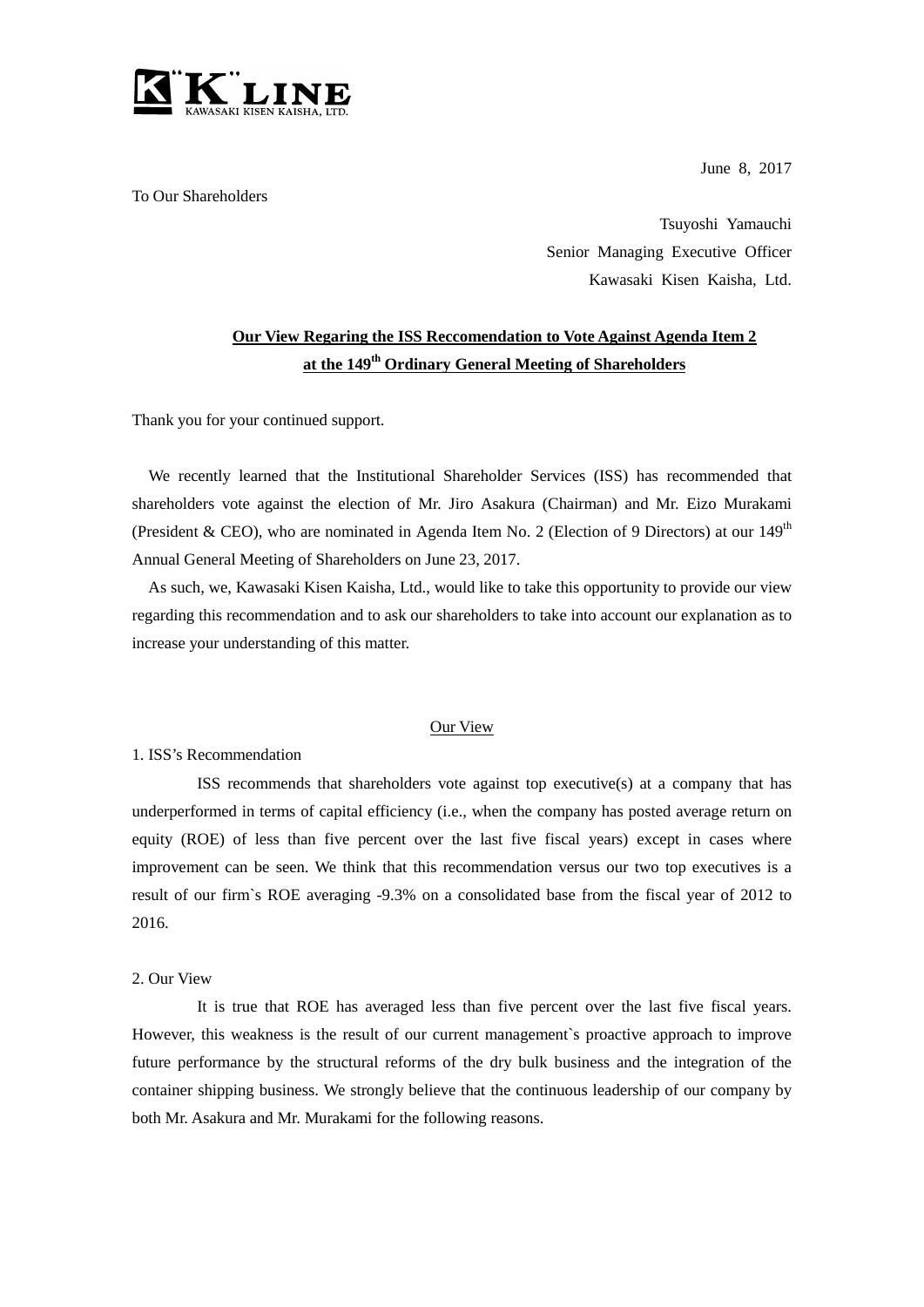"K" LINE
KAWASAKI KISEN KAISHA, LTD.

June 8, 2017

To Our Shareholders

Tsuyoshi Yamauchi
Senior Managing Executive Officer
Kawasaki Kisen Kaisha, Ltd.

**Our View Regaring the ISS Reccomendation to Vote Against Agenda Item 2 at the 149th Ordinary General Meeting of Shareholders**

Thank you for your continued support.

We recently learned that the Institutional Shareholder Services (ISS) has recommended that shareholders vote against the election of Mr. Jiro Asakura (Chairman) and Mr. Eizo Murakami (President & CEO), who are nominated in Agenda Item No. 2 (Election of 9 Directors) at our 149th Annual General Meeting of Shareholders on June 23, 2017.

As such, we, Kawasaki Kisen Kaisha, Ltd., would like to take this opportunity to provide our view regarding this recommendation and to ask our shareholders to take into account our explanation as to increase your understanding of this matter.

Our View

1. ISS's Recommendation

ISS recommends that shareholders vote against top executive(s) at a company that has underperformed in terms of capital efficiency (i.e., when the company has posted average return on equity (ROE) of less than five percent over the last five fiscal years) except in cases where improvement can be seen. We think that this recommendation versus our two top executives is a result of our firm`s ROE averaging -9.3% on a consolidated base from the fiscal year of 2012 to 2016.

2. Our View

It is true that ROE has averaged less than five percent over the last five fiscal years. However, this weakness is the result of our current management`s proactive approach to improve future performance by the structural reforms of the dry bulk business and the integration of the container shipping business. We strongly believe that the continuous leadership of our company by both Mr. Asakura and Mr. Murakami for the following reasons.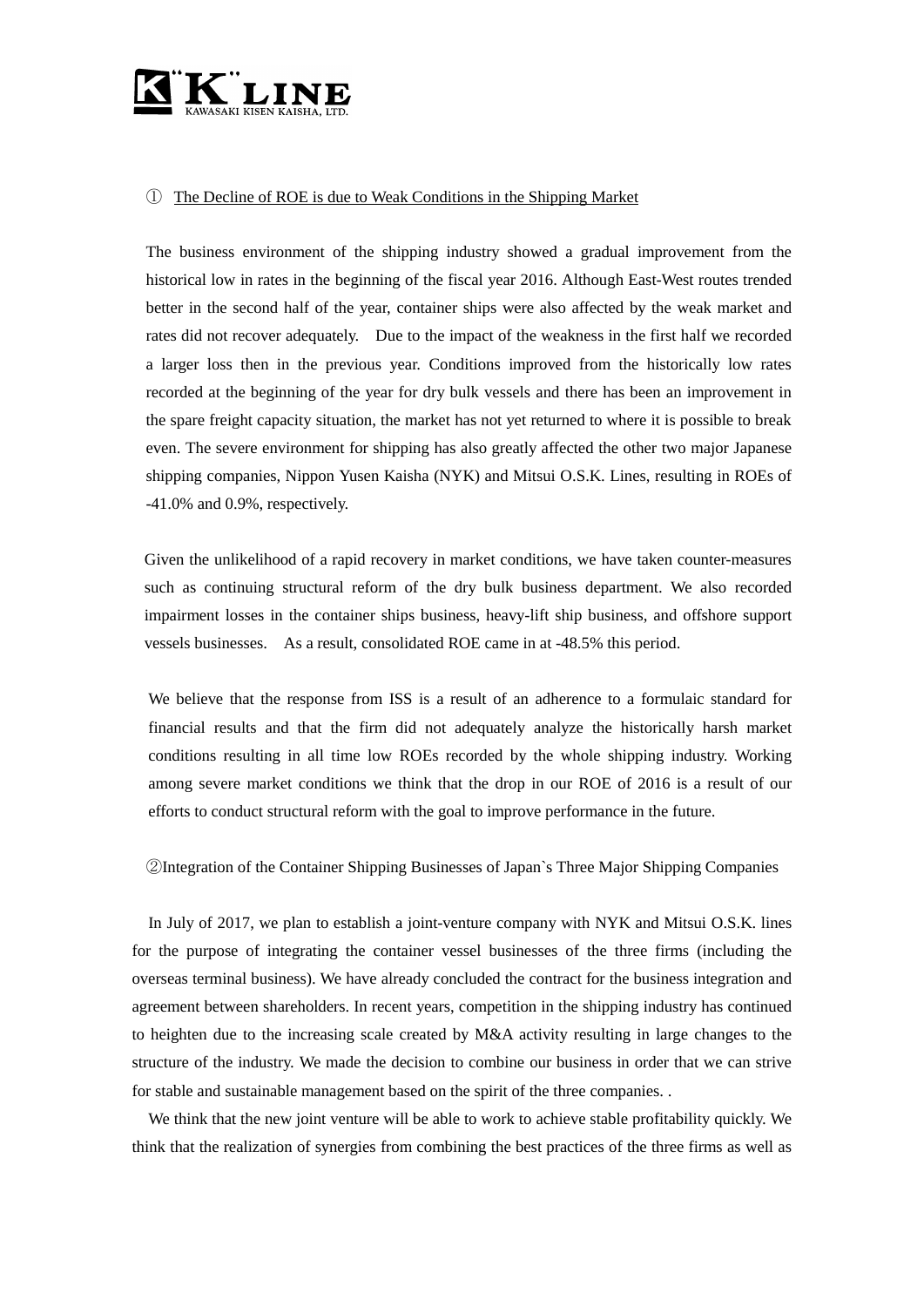① <u>The Decline of ROE is due to Weak Conditions in the Shipping Market</u>

The business environment of the shipping industry showed a gradual improvement from the historical low in rates in the beginning of the fiscal year 2016. Although East-West routes trended better in the second half of the year, container ships were also affected by the weak market and rates did not recover adequately. Due to the impact of the weakness in the first half we recorded a larger loss then in the previous year. Conditions improved from the historically low rates recorded at the beginning of the year for dry bulk vessels and there has been an improvement in the spare freight capacity situation, the market has not yet returned to where it is possible to break even. The severe environment for shipping has also greatly affected the other two major Japanese shipping companies, Nippon Yusen Kaisha (NYK) and Mitsui O.S.K. Lines, resulting in ROEs of -41.0% and 0.9%, respectively.

Given the unlikelihood of a rapid recovery in market conditions, we have taken counter-measures such as continuing structural reform of the dry bulk business department. We also recorded impairment losses in the container ships business, heavy-lift ship business, and offshore support vessels businesses. As a result, consolidated ROE came in at -48.5% this period.

We believe that the response from ISS is a result of an adherence to a formulaic standard for financial results and that the firm did not adequately analyze the historically harsh market conditions resulting in all time low ROEs recorded by the whole shipping industry. Working among severe market conditions we think that the drop in our ROE of 2016 is a result of our efforts to conduct structural reform with the goal to improve performance in the future.

②Integration of the Container Shipping Businesses of Japan`s Three Major Shipping Companies

In July of 2017, we plan to establish a joint-venture company with NYK and Mitsui O.S.K. lines for the purpose of integrating the container vessel businesses of the three firms (including the overseas terminal business). We have already concluded the contract for the business integration and agreement between shareholders. In recent years, competition in the shipping industry has continued to heighten due to the increasing scale created by M&A activity resulting in large changes to the structure of the industry. We made the decision to combine our business in order that we can strive for stable and sustainable management based on the spirit of the three companies. .

We think that the new joint venture will be able to work to achieve stable profitability quickly. We think that the realization of synergies from combining the best practices of the three firms as well as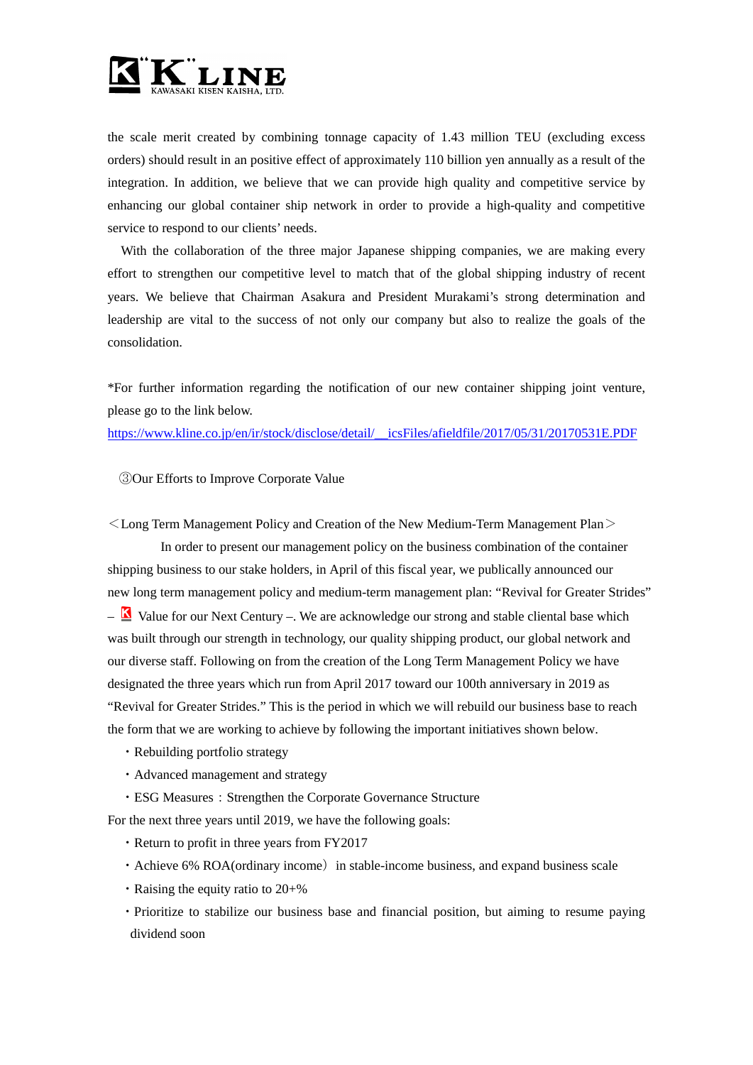the scale merit created by combining tonnage capacity of 1.43 million TEU (excluding excess orders) should result in an positive effect of approximately 110 billion yen annually as a result of the integration. In addition, we believe that we can provide high quality and competitive service by enhancing our global container ship network in order to provide a high-quality and competitive service to respond to our clients' needs.

With the collaboration of the three major Japanese shipping companies, we are making every effort to strengthen our competitive level to match that of the global shipping industry of recent years. We believe that Chairman Asakura and President Murakami's strong determination and leadership are vital to the success of not only our company but also to realize the goals of the consolidation.

*For further information regarding the notification of our new container shipping joint venture, please go to the link below.
https://www.kline.co.jp/en/ir/stock/disclose/detail/__icsFiles/afieldfile/2017/05/31/20170531E.PDF

③Our Efforts to Improve Corporate Value

＜Long Term Management Policy and Creation of the New Medium-Term Management Plan＞

In order to present our management policy on the business combination of the container shipping business to our stake holders, in April of this fiscal year, we publically announced our new long term management policy and medium-term management plan: "Revival for Greater Strides" – K Value for our Next Century –. We are acknowledge our strong and stable cliental base which was built through our strength in technology, our quality shipping product, our global network and our diverse staff. Following on from the creation of the Long Term Management Policy we have designated the three years which run from April 2017 toward our 100th anniversary in 2019 as "Revival for Greater Strides." This is the period in which we will rebuild our business base to reach the form that we are working to achieve by following the important initiatives shown below.

・Rebuilding portfolio strategy
・Advanced management and strategy
・ESG Measures：Strengthen the Corporate Governance Structure

For the next three years until 2019, we have the following goals:

・Return to profit in three years from FY2017
・Achieve 6% ROA(ordinary income）in stable-income business, and expand business scale
・Raising the equity ratio to 20+%
・Prioritize to stabilize our business base and financial position, but aiming to resume paying dividend soon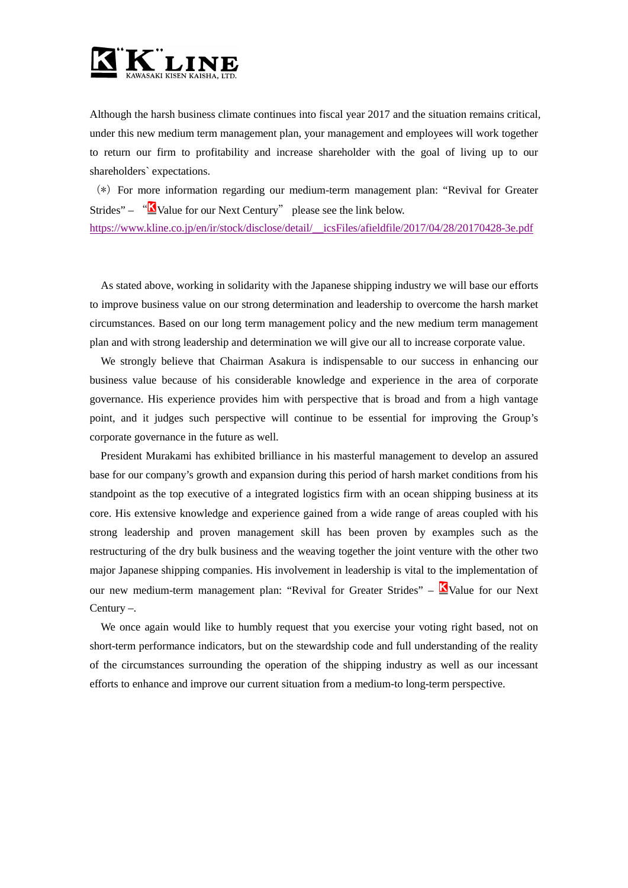Although the harsh business climate continues into fiscal year 2017 and the situation remains critical, under this new medium term management plan, your management and employees will work together to return our firm to profitability and increase shareholder with the goal of living up to our shareholders` expectations.

（*）For more information regarding our medium-term management plan: "Revival for Greater Strides" – "Value for our Next Century" please see the link below.

https://www.kline.co.jp/en/ir/stock/disclose/detail/__icsFiles/afieldfile/2017/04/28/20170428-3e.pdf

As stated above, working in solidarity with the Japanese shipping industry we will base our efforts to improve business value on our strong determination and leadership to overcome the harsh market circumstances. Based on our long term management policy and the new medium term management plan and with strong leadership and determination we will give our all to increase corporate value.

We strongly believe that Chairman Asakura is indispensable to our success in enhancing our business value because of his considerable knowledge and experience in the area of corporate governance. His experience provides him with perspective that is broad and from a high vantage point, and it judges such perspective will continue to be essential for improving the Group's corporate governance in the future as well.

President Murakami has exhibited brilliance in his masterful management to develop an assured base for our company's growth and expansion during this period of harsh market conditions from his standpoint as the top executive of a integrated logistics firm with an ocean shipping business at its core. His extensive knowledge and experience gained from a wide range of areas coupled with his strong leadership and proven management skill has been proven by examples such as the restructuring of the dry bulk business and the weaving together the joint venture with the other two major Japanese shipping companies. His involvement in leadership is vital to the implementation of our new medium-term management plan: "Revival for Greater Strides" – Value for our Next Century –.

We once again would like to humbly request that you exercise your voting right based, not on short-term performance indicators, but on the stewardship code and full understanding of the reality of the circumstances surrounding the operation of the shipping industry as well as our incessant efforts to enhance and improve our current situation from a medium-to long-term perspective.